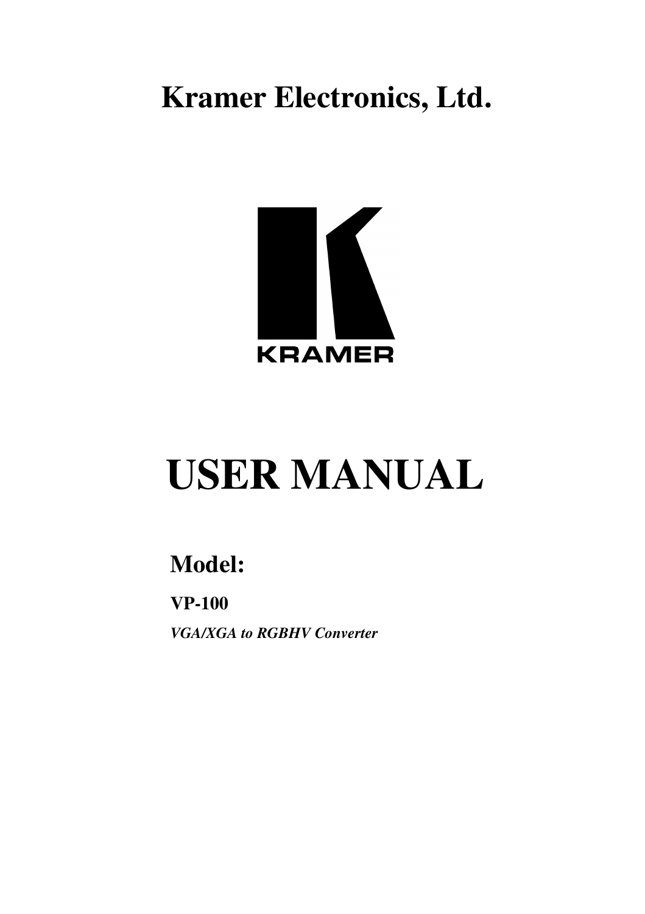# Kramer Electronics, Ltd.

KRAMER

# USER MANUAL

## Model:

**VP-100**

***VGA/XGA to RGBHV Converter***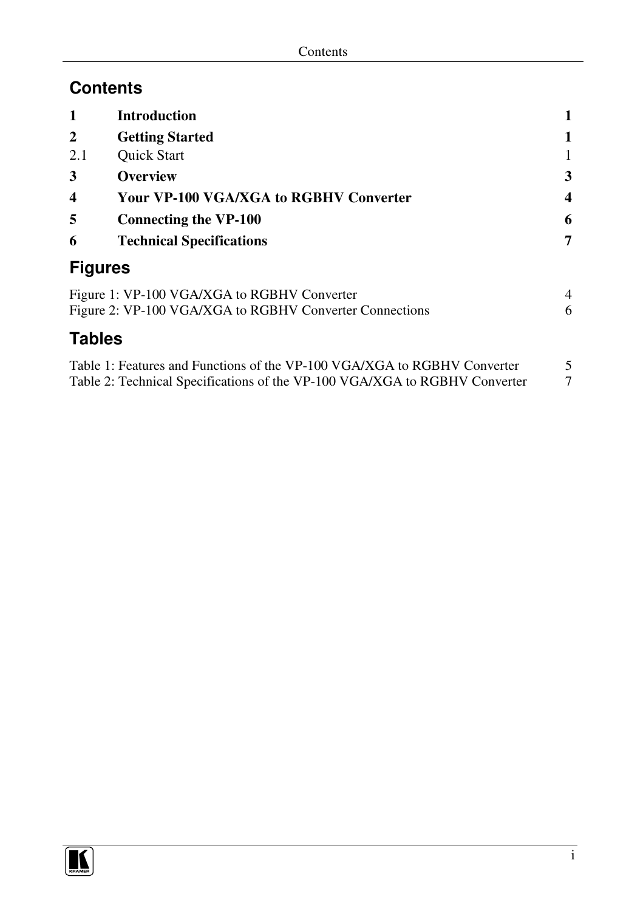# Contents

| | | |
|---|---|---|
| **1** | **Introduction** | **1** |
| **2** | **Getting Started** | **1** |
| 2.1 | Quick Start | 1 |
| **3** | **Overview** | **3** |
| **4** | **Your VP-100 VGA/XGA to RGBHV Converter** | **4** |
| **5** | **Connecting the VP-100** | **6** |
| **6** | **Technical Specifications** | **7** |

# Figures

Figure 1: VP-100 VGA/XGA to RGBHV Converter 4
Figure 2: VP-100 VGA/XGA to RGBHV Converter Connections 6

# Tables

Table 1: Features and Functions of the VP-100 VGA/XGA to RGBHV Converter 5
Table 2: Technical Specifications of the VP-100 VGA/XGA to RGBHV Converter 7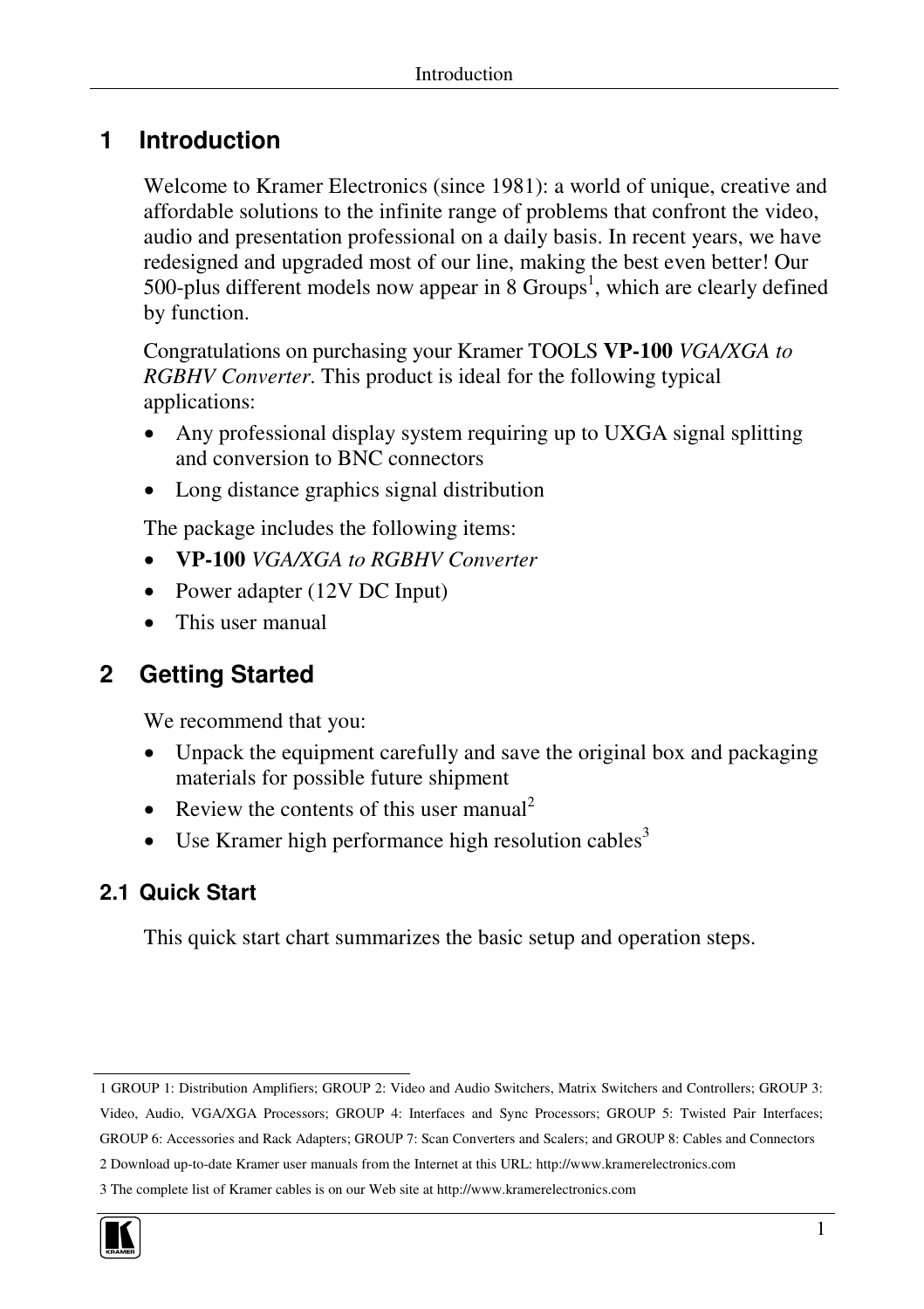# 1 Introduction

Welcome to Kramer Electronics (since 1981): a world of unique, creative and affordable solutions to the infinite range of problems that confront the video, audio and presentation professional on a daily basis. In recent years, we have redesigned and upgraded most of our line, making the best even better! Our 500-plus different models now appear in 8 Groups[1], which are clearly defined by function.

Congratulations on purchasing your Kramer TOOLS **VP-100** *VGA/XGA to RGBHV Converter*. This product is ideal for the following typical applications:

- Any professional display system requiring up to UXGA signal splitting and conversion to BNC connectors
- Long distance graphics signal distribution

The package includes the following items:

- **VP-100** *VGA/XGA to RGBHV Converter*
- Power adapter (12V DC Input)
- This user manual

# 2 Getting Started

We recommend that you:

- Unpack the equipment carefully and save the original box and packaging materials for possible future shipment
- Review the contents of this user manual[2]
- Use Kramer high performance high resolution cables[3]

## 2.1 Quick Start

This quick start chart summarizes the basic setup and operation steps.

---

1 GROUP 1: Distribution Amplifiers; GROUP 2: Video and Audio Switchers, Matrix Switchers and Controllers; GROUP 3: Video, Audio, VGA/XGA Processors; GROUP 4: Interfaces and Sync Processors; GROUP 5: Twisted Pair Interfaces; GROUP 6: Accessories and Rack Adapters; GROUP 7: Scan Converters and Scalers; and GROUP 8: Cables and Connectors

2 Download up-to-date Kramer user manuals from the Internet at this URL: http://www.kramerelectronics.com

3 The complete list of Kramer cables is on our Web site at http://www.kramerelectronics.com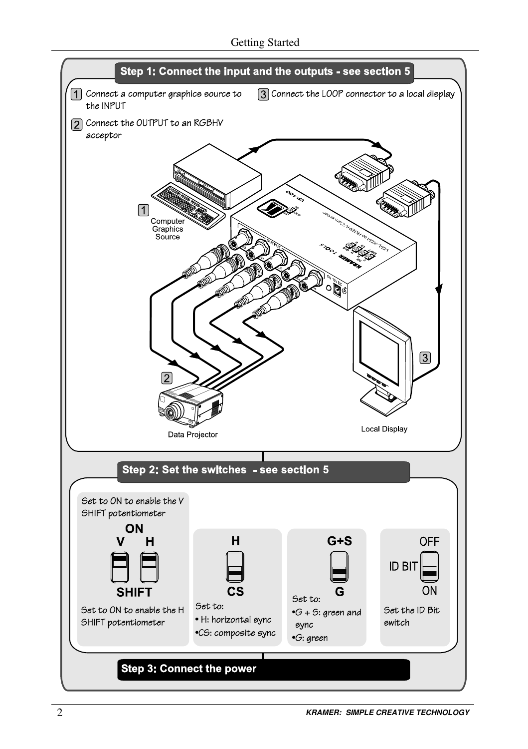## Step 1: Connect the input and the outputs - see section 5

1. Connect a computer graphics source to the INPUT
2. Connect the OUTPUT to an RGBHV acceptor
3. Connect the LOOP connector to a local display

1 Computer Graphics Source

2 Data Projector

3 Local Display

## Step 2: Set the switches - see section 5

**ON**

**V H**

**SHIFT**

Set to ON to enable the V SHIFT potentiometer

Set to ON to enable the H SHIFT potentiometer

**H**

**CS**

Set to:

- H: horizontal sync
- CS: composite sync

**G+S**

**G**

Set to:

- G + S: green and sync
- G: green

OFF

ID BIT

ON

Set the ID Bit switch

## Step 3: Connect the power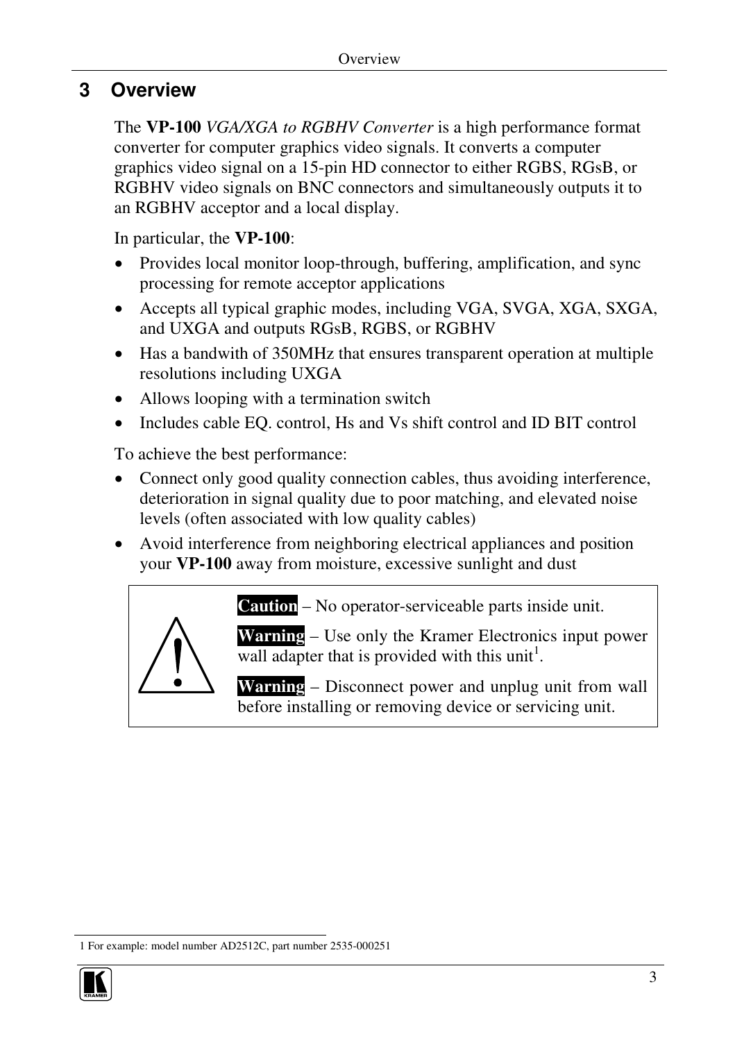# 3 Overview

The **VP-100** *VGA/XGA to RGBHV Converter* is a high performance format converter for computer graphics video signals. It converts a computer graphics video signal on a 15-pin HD connector to either RGBS, RGsB, or RGBHV video signals on BNC connectors and simultaneously outputs it to an RGBHV acceptor and a local display.

In particular, the **VP-100**:

- Provides local monitor loop-through, buffering, amplification, and sync processing for remote acceptor applications
- Accepts all typical graphic modes, including VGA, SVGA, XGA, SXGA, and UXGA and outputs RGsB, RGBS, or RGBHV
- Has a bandwith of 350MHz that ensures transparent operation at multiple resolutions including UXGA
- Allows looping with a termination switch
- Includes cable EQ. control, Hs and Vs shift control and ID BIT control

To achieve the best performance:

- Connect only good quality connection cables, thus avoiding interference, deterioration in signal quality due to poor matching, and elevated noise levels (often associated with low quality cables)
- Avoid interference from neighboring electrical appliances and position your **VP-100** away from moisture, excessive sunlight and dust

**Caution** – No operator-serviceable parts inside unit.

**Warning** – Use only the Kramer Electronics input power wall adapter that is provided with this unit[1].

**Warning** – Disconnect power and unplug unit from wall before installing or removing device or servicing unit.

1 For example: model number AD2512C, part number 2535-000251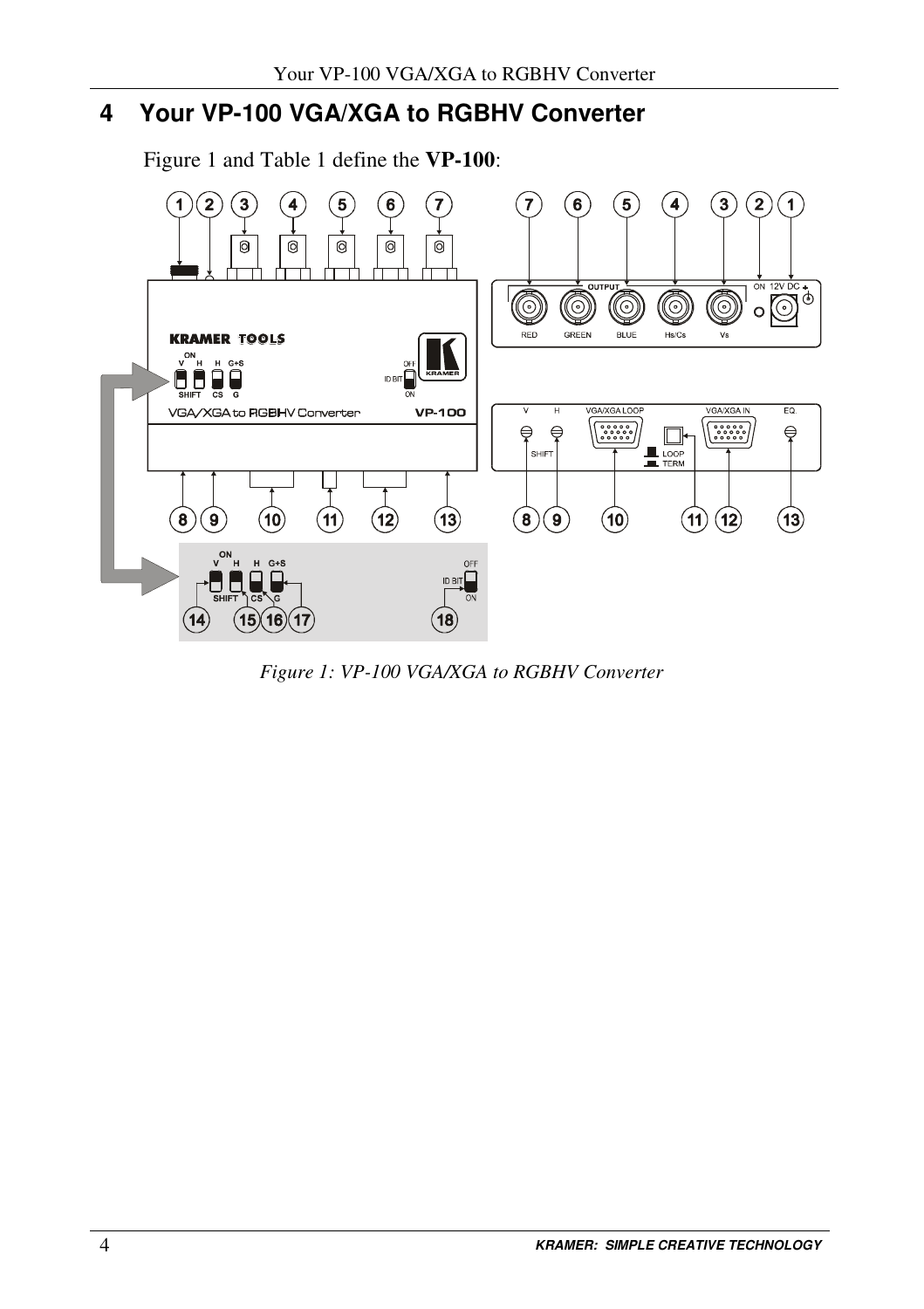# 4 Your VP-100 VGA/XGA to RGBHV Converter

Figure 1 and Table 1 define the **VP-100**:

*Figure 1: VP-100 VGA/XGA to RGBHV Converter*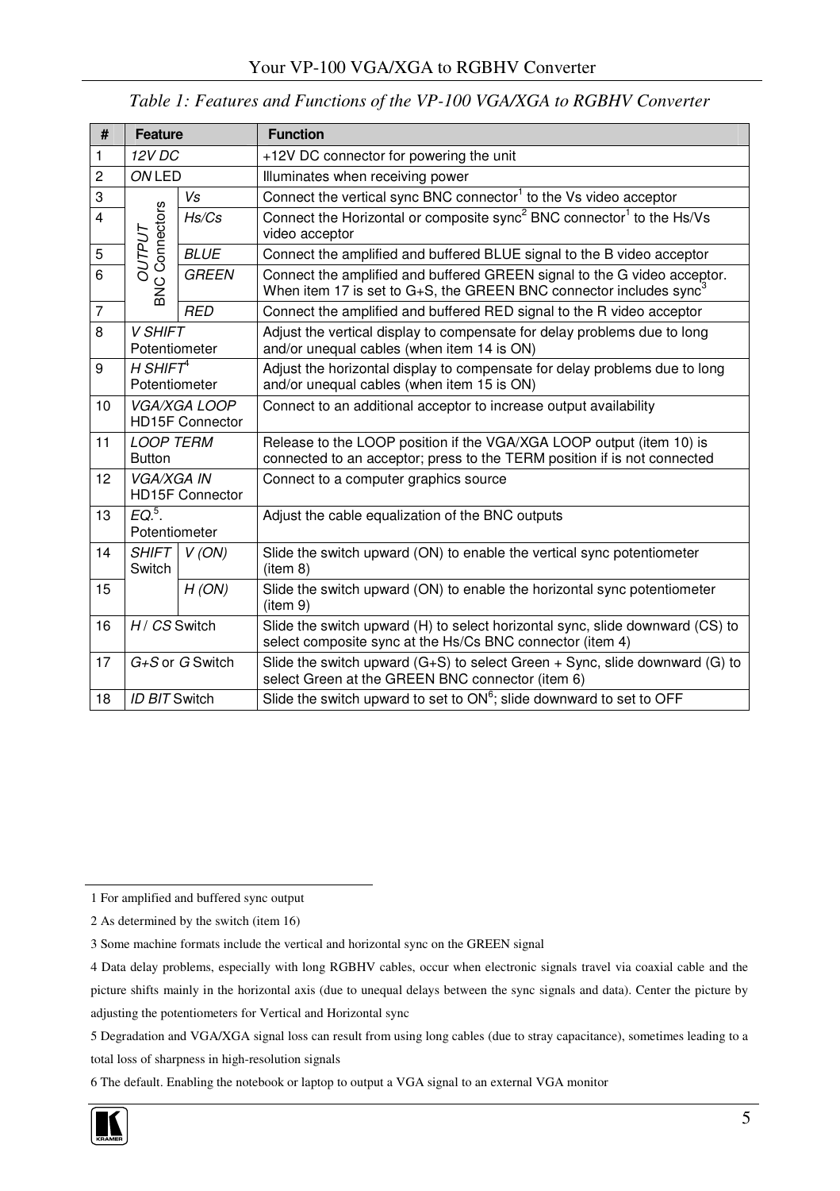*Table 1: Features and Functions of the VP-100 VGA/XGA to RGBHV Converter*

| # | Feature | | Function |
|---|---|---|---|
| 1 | *12V DC* | | +12V DC connector for powering the unit |
| 2 | *ON* LED | | Illuminates when receiving power |
| 3 | *OUTPUT* BNC Connectors | *Vs* | Connect the vertical sync BNC connector[1] to the Vs video acceptor |
| 4 | | *Hs/Cs* | Connect the Horizontal or composite sync[2] BNC connector[1] to the Hs/Vs video acceptor |
| 5 | | *BLUE* | Connect the amplified and buffered BLUE signal to the B video acceptor |
| 6 | | *GREEN* | Connect the amplified and buffered GREEN signal to the G video acceptor. When item 17 is set to G+S, the GREEN BNC connector includes sync[3] |
| 7 | | *RED* | Connect the amplified and buffered RED signal to the R video acceptor |
| 8 | *V SHIFT* Potentiometer | | Adjust the vertical display to compensate for delay problems due to long and/or unequal cables (when item 14 is ON) |
| 9 | *H SHIFT*[4] Potentiometer | | Adjust the horizontal display to compensate for delay problems due to long and/or unequal cables (when item 15 is ON) |
| 10 | *VGA/XGA LOOP* HD15F Connector | | Connect to an additional acceptor to increase output availability |
| 11 | *LOOP TERM* Button | | Release to the LOOP position if the VGA/XGA LOOP output (item 10) is connected to an acceptor; press to the TERM position if is not connected |
| 12 | *VGA/XGA IN* HD15F Connector | | Connect to a computer graphics source |
| 13 | *EQ.*[5]. Potentiometer | | Adjust the cable equalization of the BNC outputs |
| 14 | *SHIFT* Switch | *V (ON)* | Slide the switch upward (ON) to enable the vertical sync potentiometer (item 8) |
| 15 | | *H (ON)* | Slide the switch upward (ON) to enable the horizontal sync potentiometer (item 9) |
| 16 | *H / CS* Switch | | Slide the switch upward (H) to select horizontal sync, slide downward (CS) to select composite sync at the Hs/Cs BNC connector (item 4) |
| 17 | *G+S* or *G* Switch | | Slide the switch upward (G+S) to select Green + Sync, slide downward (G) to select Green at the GREEN BNC connector (item 6) |
| 18 | *ID BIT* Switch | | Slide the switch upward to set to ON[6]; slide downward to set to OFF |

1 For amplified and buffered sync output

2 As determined by the switch (item 16)

3 Some machine formats include the vertical and horizontal sync on the GREEN signal

4 Data delay problems, especially with long RGBHV cables, occur when electronic signals travel via coaxial cable and the picture shifts mainly in the horizontal axis (due to unequal delays between the sync signals and data). Center the picture by adjusting the potentiometers for Vertical and Horizontal sync

5 Degradation and VGA/XGA signal loss can result from using long cables (due to stray capacitance), sometimes leading to a total loss of sharpness in high-resolution signals

6 The default. Enabling the notebook or laptop to output a VGA signal to an external VGA monitor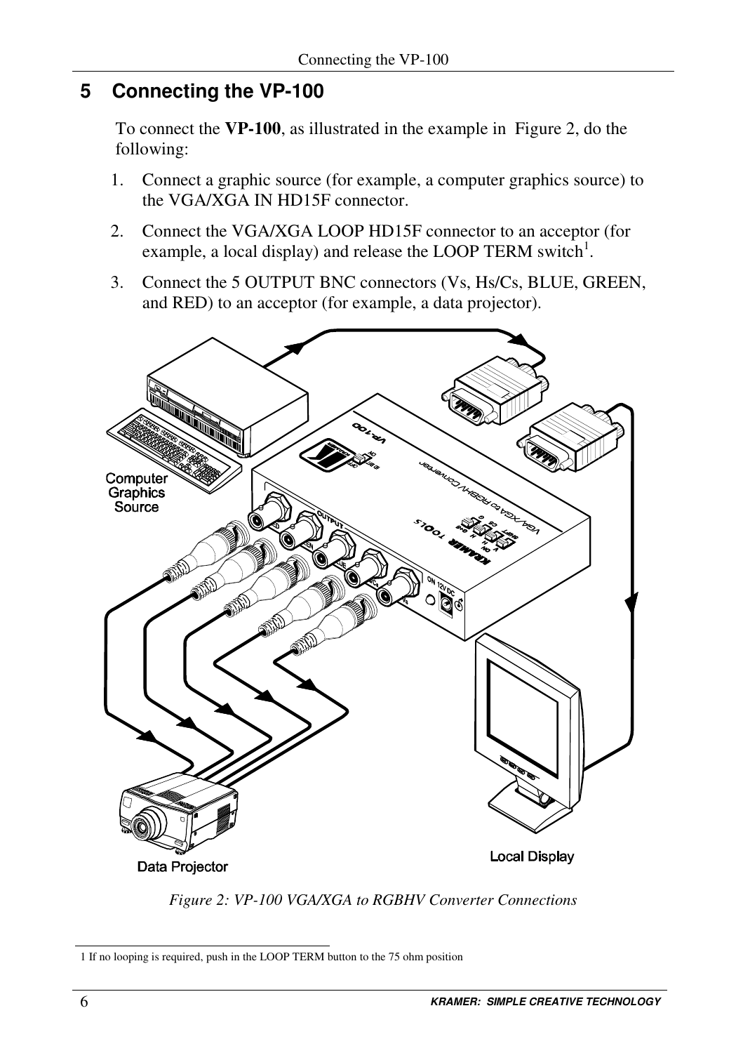## 5 Connecting the VP-100

To connect the **VP-100**, as illustrated in the example in Figure 2, do the following:

1. Connect a graphic source (for example, a computer graphics source) to the VGA/XGA IN HD15F connector.
2. Connect the VGA/XGA LOOP HD15F connector to an acceptor (for example, a local display) and release the LOOP TERM switch[1].
3. Connect the 5 OUTPUT BNC connectors (Vs, Hs/Cs, BLUE, GREEN, and RED) to an acceptor (for example, a data projector).

*Figure 2: VP-100 VGA/XGA to RGBHV Converter Connections*

1 If no looping is required, push in the LOOP TERM button to the 75 ohm position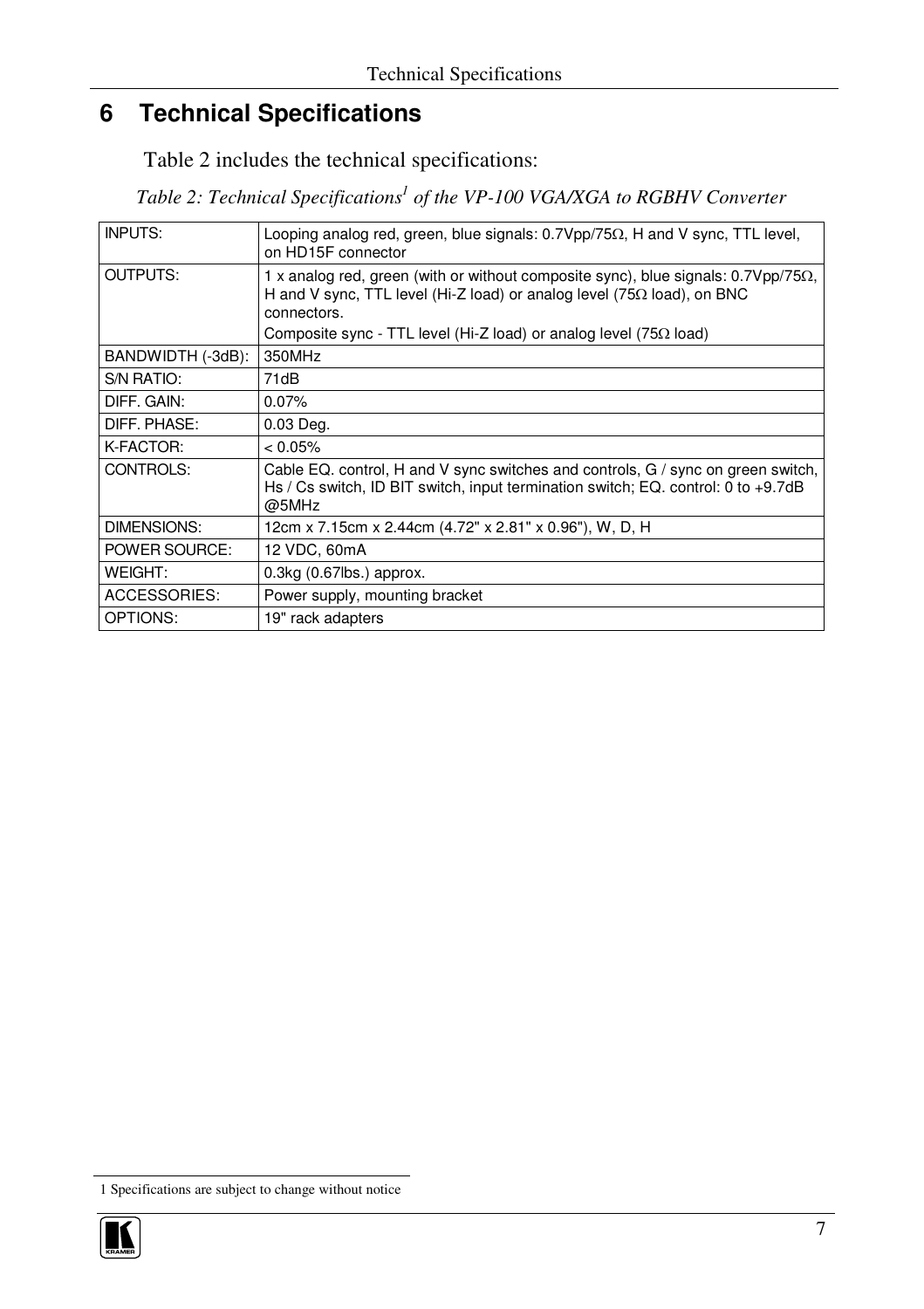# 6 Technical Specifications

Table 2 includes the technical specifications:

*Table 2: Technical Specifications[1] of the VP-100 VGA/XGA to RGBHV Converter*

| | |
|---|---|
| INPUTS: | Looping analog red, green, blue signals: 0.7Vpp/75Ω, H and V sync, TTL level, on HD15F connector |
| OUTPUTS: | 1 x analog red, green (with or without composite sync), blue signals: 0.7Vpp/75Ω, H and V sync, TTL level (Hi-Z load) or analog level (75Ω load), on BNC connectors.<br>Composite sync - TTL level (Hi-Z load) or analog level (75Ω load) |
| BANDWIDTH (-3dB): | 350MHz |
| S/N RATIO: | 71dB |
| DIFF. GAIN: | 0.07% |
| DIFF. PHASE: | 0.03 Deg. |
| K-FACTOR: | < 0.05% |
| CONTROLS: | Cable EQ. control, H and V sync switches and controls, G / sync on green switch, Hs / Cs switch, ID BIT switch, input termination switch; EQ. control: 0 to +9.7dB @5MHz |
| DIMENSIONS: | 12cm x 7.15cm x 2.44cm (4.72" x 2.81" x 0.96"), W, D, H |
| POWER SOURCE: | 12 VDC, 60mA |
| WEIGHT: | 0.3kg (0.67lbs.) approx. |
| ACCESSORIES: | Power supply, mounting bracket |
| OPTIONS: | 19" rack adapters |

1 Specifications are subject to change without notice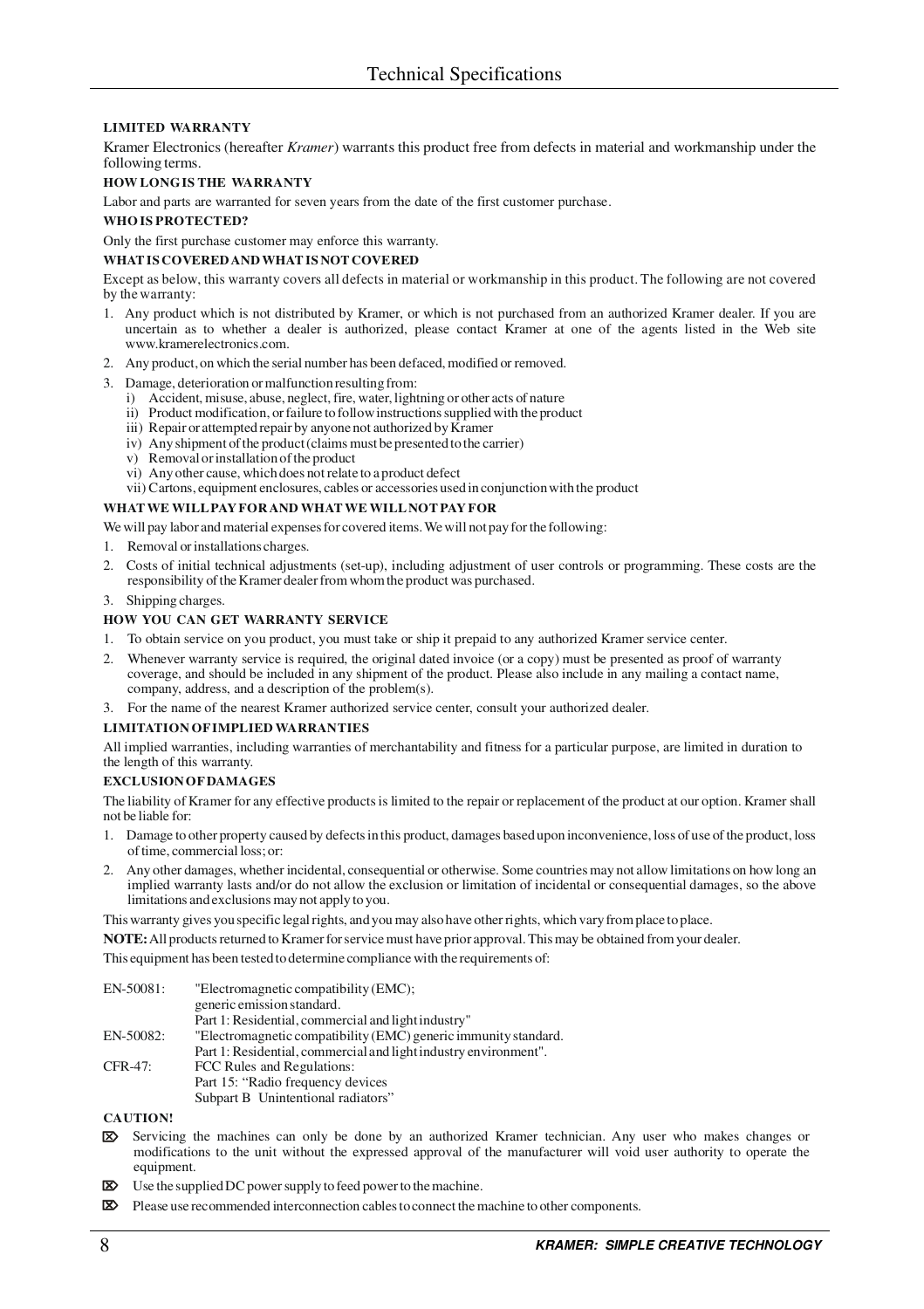## LIMITED WARRANTY

Kramer Electronics (hereafter *Kramer*) warrants this product free from defects in material and workmanship under the following terms.

### HOW LONG IS THE WARRANTY

Labor and parts are warranted for seven years from the date of the first customer purchase.

### WHO IS PROTECTED?

Only the first purchase customer may enforce this warranty.

### WHAT IS COVERED AND WHAT IS NOT COVERED

Except as below, this warranty covers all defects in material or workmanship in this product. The following are not covered by the warranty:

1. Any product which is not distributed by Kramer, or which is not purchased from an authorized Kramer dealer. If you are uncertain as to whether a dealer is authorized, please contact Kramer at one of the agents listed in the Web site www.kramerelectronics.com.
2. Any product, on which the serial number has been defaced, modified or removed.
3. Damage, deterioration or malfunction resulting from:
   i) Accident, misuse, abuse, neglect, fire, water, lightning or other acts of nature
   ii) Product modification, or failure to follow instructions supplied with the product
   iii) Repair or attempted repair by anyone not authorized by Kramer
   iv) Any shipment of the product (claims must be presented to the carrier)
   v) Removal or installation of the product
   vi) Any other cause, which does not relate to a product defect
   vii) Cartons, equipment enclosures, cables or accessories used in conjunction with the product

### WHAT WE WILL PAY FOR AND WHAT WE WILL NOT PAY FOR

We will pay labor and material expenses for covered items. We will not pay for the following:

1. Removal or installations charges.
2. Costs of initial technical adjustments (set-up), including adjustment of user controls or programming. These costs are the responsibility of the Kramer dealer from whom the product was purchased.
3. Shipping charges.

### HOW YOU CAN GET WARRANTY SERVICE

1. To obtain service on you product, you must take or ship it prepaid to any authorized Kramer service center.
2. Whenever warranty service is required, the original dated invoice (or a copy) must be presented as proof of warranty coverage, and should be included in any shipment of the product. Please also include in any mailing a contact name, company, address, and a description of the problem(s).
3. For the name of the nearest Kramer authorized service center, consult your authorized dealer.

### LIMITATION OF IMPLIED WARRANTIES

All implied warranties, including warranties of merchantability and fitness for a particular purpose, are limited in duration to the length of this warranty.

### EXCLUSION OF DAMAGES

The liability of Kramer for any effective products is limited to the repair or replacement of the product at our option. Kramer shall not be liable for:

1. Damage to other property caused by defects in this product, damages based upon inconvenience, loss of use of the product, loss of time, commercial loss; or:
2. Any other damages, whether incidental, consequential or otherwise. Some countries may not allow limitations on how long an implied warranty lasts and/or do not allow the exclusion or limitation of incidental or consequential damages, so the above limitations and exclusions may not apply to you.

This warranty gives you specific legal rights, and you may also have other rights, which vary from place to place.

**NOTE:** All products returned to Kramer for service must have prior approval. This may be obtained from your dealer.

This equipment has been tested to determine compliance with the requirements of:

EN-50081: "Electromagnetic compatibility (EMC); generic emission standard. Part 1: Residential, commercial and light industry"

EN-50082: "Electromagnetic compatibility (EMC) generic immunity standard. Part 1: Residential, commercial and light industry environment".

CFR-47: FCC Rules and Regulations: Part 15: "Radio frequency devices Subpart B Unintentional radiators"

### CAUTION!

- Servicing the machines can only be done by an authorized Kramer technician. Any user who makes changes or modifications to the unit without the expressed approval of the manufacturer will void user authority to operate the equipment.
- Use the supplied DC power supply to feed power to the machine.
- Please use recommended interconnection cables to connect the machine to other components.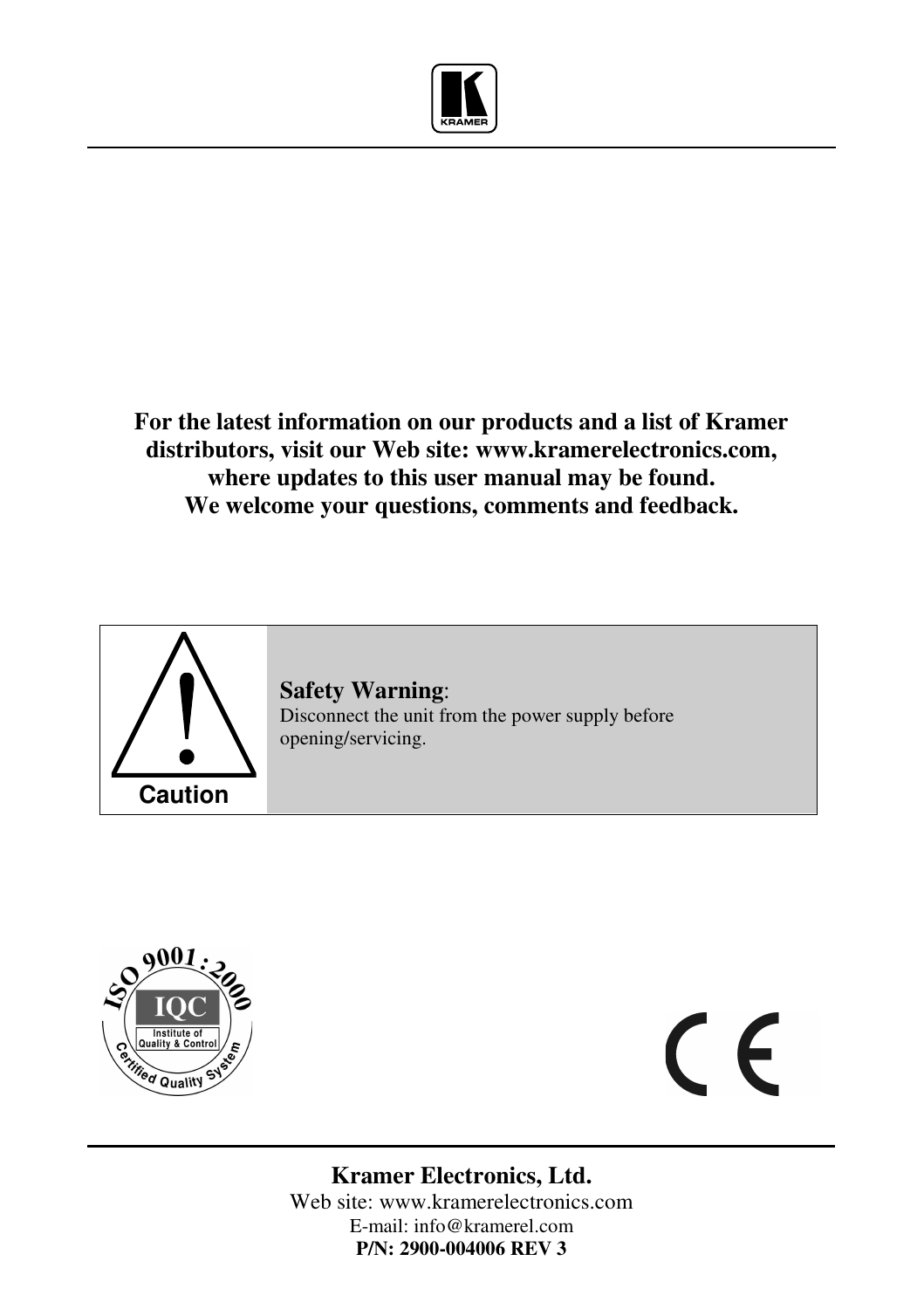**For the latest information on our products and a list of Kramer distributors, visit our Web site: www.kramerelectronics.com, where updates to this user manual may be found.**
**We welcome your questions, comments and feedback.**

| | |
|---|---|
| Caution | **Safety Warning**: Disconnect the unit from the power supply before opening/servicing. |

**Kramer Electronics, Ltd.**
Web site: www.kramerelectronics.com
E-mail: info@kramerel.com
**P/N: 2900-004006 REV 3**